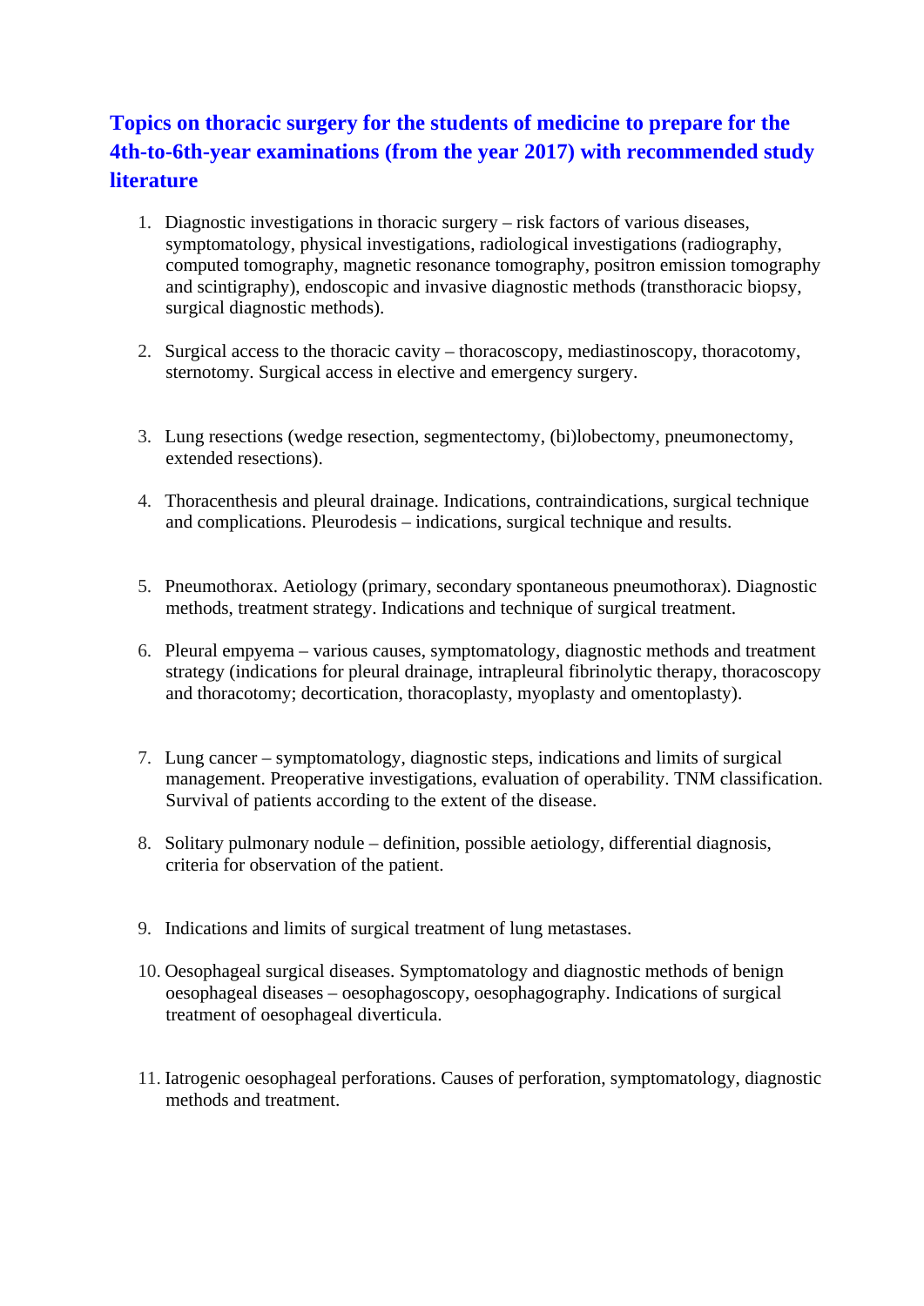# Topics on thoracic surgery for the students of medicine to prepare for the 4th-to-6th-year examinations (from the year 2017) with recommended study literature

1. Diagnostic investigations in thoracic surgery – risk factors of various diseases, symptomatology, physical investigations, radiological investigations (radiography, computed tomography, magnetic resonance tomography, positron emission tomography and scintigraphy), endoscopic and invasive diagnostic methods (transthoracic biopsy, surgical diagnostic methods).

2. Surgical access to the thoracic cavity – thoracoscopy, mediastinoscopy, thoracotomy, sternotomy. Surgical access in elective and emergency surgery.

3. Lung resections (wedge resection, segmentectomy, (bi)lobectomy, pneumonectomy, extended resections).

4. Thoracenthesis and pleural drainage. Indications, contraindications, surgical technique and complications. Pleurodesis – indications, surgical technique and results.

5. Pneumothorax. Aetiology (primary, secondary spontaneous pneumothorax). Diagnostic methods, treatment strategy. Indications and technique of surgical treatment.

6. Pleural empyema – various causes, symptomatology, diagnostic methods and treatment strategy (indications for pleural drainage, intrapleural fibrinolytic therapy, thoracoscopy and thoracotomy; decortication, thoracoplasty, myoplasty and omentoplasty).

7. Lung cancer – symptomatology, diagnostic steps, indications and limits of surgical management. Preoperative investigations, evaluation of operability. TNM classification. Survival of patients according to the extent of the disease.

8. Solitary pulmonary nodule – definition, possible aetiology, differential diagnosis, criteria for observation of the patient.

9. Indications and limits of surgical treatment of lung metastases.

10. Oesophageal surgical diseases. Symptomatology and diagnostic methods of benign oesophageal diseases – oesophagoscopy, oesophagography. Indications of surgical treatment of oesophageal diverticula.

11. Iatrogenic oesophageal perforations. Causes of perforation, symptomatology, diagnostic methods and treatment.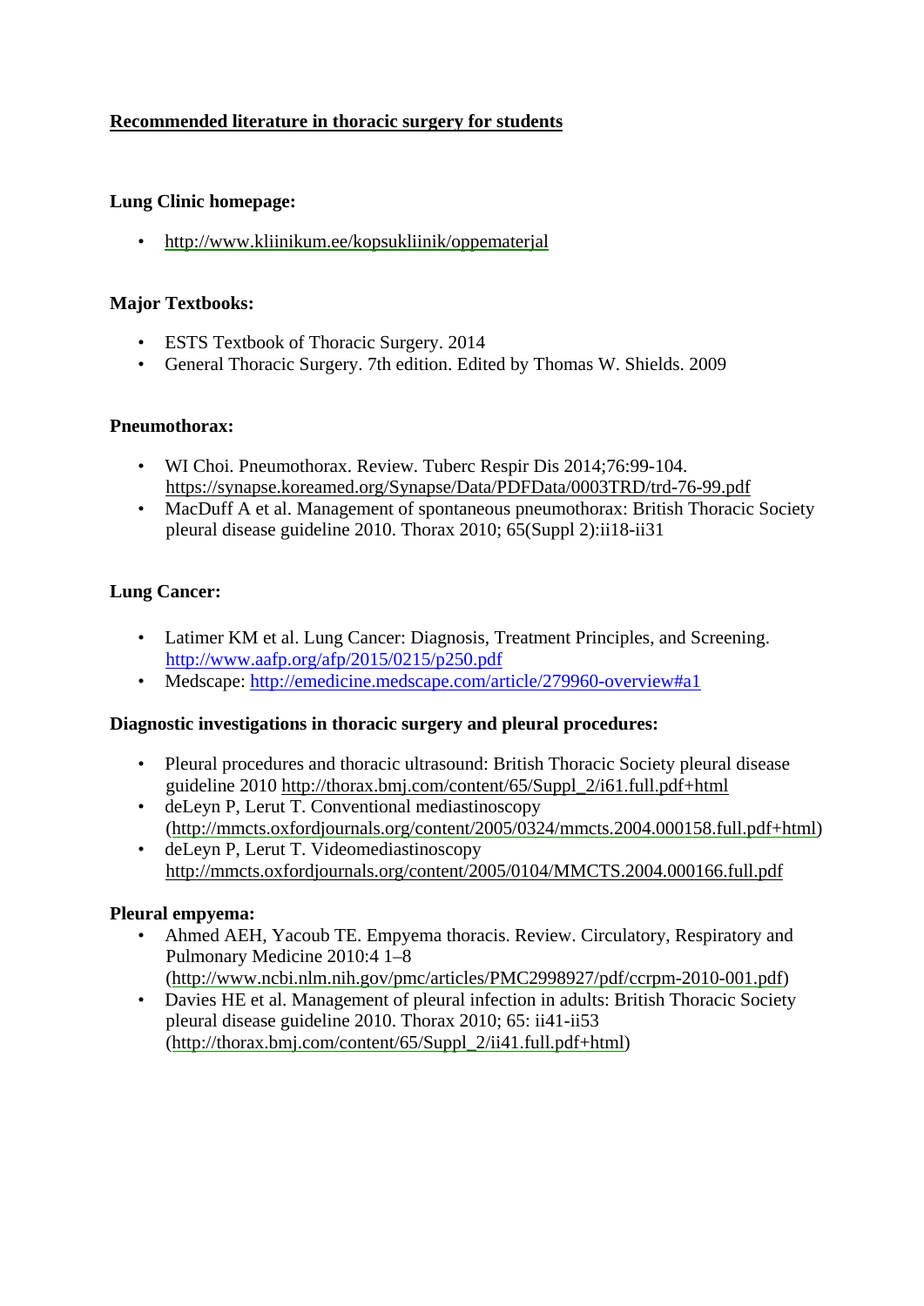# Recommended literature in thoracic surgery for students

### Lung Clinic homepage:

- http://www.kliinikum.ee/kopsukliinik/oppematerjal

### Major Textbooks:

- ESTS Textbook of Thoracic Surgery. 2014
- General Thoracic Surgery. 7th edition. Edited by Thomas W. Shields. 2009

### Pneumothorax:

- WI Choi. Pneumothorax. Review. Tuberc Respir Dis 2014;76:99-104. https://synapse.koreamed.org/Synapse/Data/PDFData/0003TRD/trd-76-99.pdf
- MacDuff A et al. Management of spontaneous pneumothorax: British Thoracic Society pleural disease guideline 2010. Thorax 2010; 65(Suppl 2):ii18-ii31

### Lung Cancer:

- Latimer KM et al. Lung Cancer: Diagnosis, Treatment Principles, and Screening. http://www.aafp.org/afp/2015/0215/p250.pdf
- Medscape: http://emedicine.medscape.com/article/279960-overview#a1

### Diagnostic investigations in thoracic surgery and pleural procedures:

- Pleural procedures and thoracic ultrasound: British Thoracic Society pleural disease guideline 2010 http://thorax.bmj.com/content/65/Suppl_2/i61.full.pdf+html
- deLeyn P, Lerut T. Conventional mediastinoscopy (http://mmcts.oxfordjournals.org/content/2005/0324/mmcts.2004.000158.full.pdf+html)
- deLeyn P, Lerut T. Videomediastinoscopy http://mmcts.oxfordjournals.org/content/2005/0104/MMCTS.2004.000166.full.pdf

### Pleural empyema:

- Ahmed AEH, Yacoub TE. Empyema thoracis. Review. Circulatory, Respiratory and Pulmonary Medicine 2010:4 1–8 (http://www.ncbi.nlm.nih.gov/pmc/articles/PMC2998927/pdf/ccrpm-2010-001.pdf)
- Davies HE et al. Management of pleural infection in adults: British Thoracic Society pleural disease guideline 2010. Thorax 2010; 65: ii41-ii53 (http://thorax.bmj.com/content/65/Suppl_2/ii41.full.pdf+html)